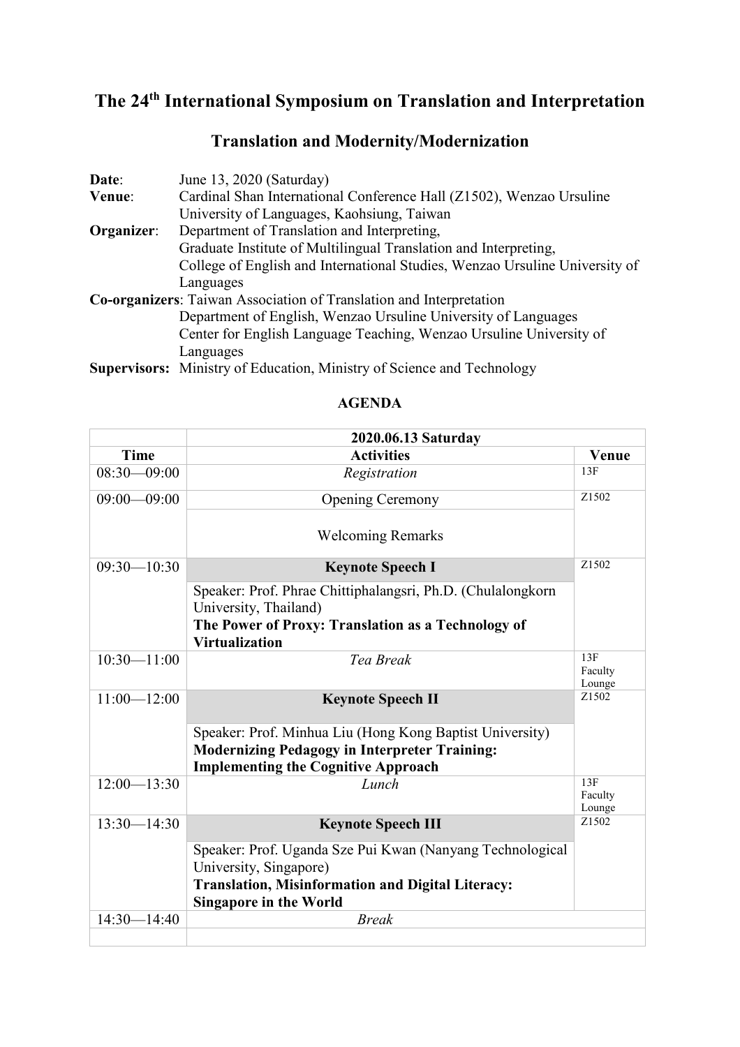# The 24th International Symposium on Translation and Interpretation

## Translation and Modernity/Modernization

**Date**: June 13, 2020 (Saturday)
**Venue**: Cardinal Shan International Conference Hall (Z1502), Wenzao Ursuline University of Languages, Kaohsiung, Taiwan
**Organizer**: Department of Translation and Interpreting,
Graduate Institute of Multilingual Translation and Interpreting,
College of English and International Studies, Wenzao Ursuline University of Languages
**Co-organizers**: Taiwan Association of Translation and Interpretation
Department of English, Wenzao Ursuline University of Languages
Center for English Language Teaching, Wenzao Ursuline University of Languages
**Supervisors:** Ministry of Education, Ministry of Science and Technology

**AGENDA**

| | **2020.06.13 Saturday** | |
|---|---|---|
| **Time** | **Activities** | **Venue** |
| 08:30—09:00 | *Registration* | 13F |
| 09:00—09:00 | Opening Ceremony<br>Welcoming Remarks | Z1502 |
| 09:30—10:30 | **Keynote Speech I**<br>Speaker: Prof. Phrae Chittiphalangsri, Ph.D. (Chulalongkorn University, Thailand)<br>**The Power of Proxy: Translation as a Technology of Virtualization** | Z1502 |
| 10:30—11:00 | *Tea Break* | 13F Faculty Lounge |
| 11:00—12:00 | **Keynote Speech II**<br>Speaker: Prof. Minhua Liu (Hong Kong Baptist University)<br>**Modernizing Pedagogy in Interpreter Training: Implementing the Cognitive Approach** | Z1502 |
| 12:00—13:30 | *Lunch* | 13F Faculty Lounge |
| 13:30—14:30 | **Keynote Speech III**<br>Speaker: Prof. Uganda Sze Pui Kwan (Nanyang Technological University, Singapore)<br>**Translation, Misinformation and Digital Literacy: Singapore in the World** | Z1502 |
| 14:30—14:40 | *Break* | |
| | | |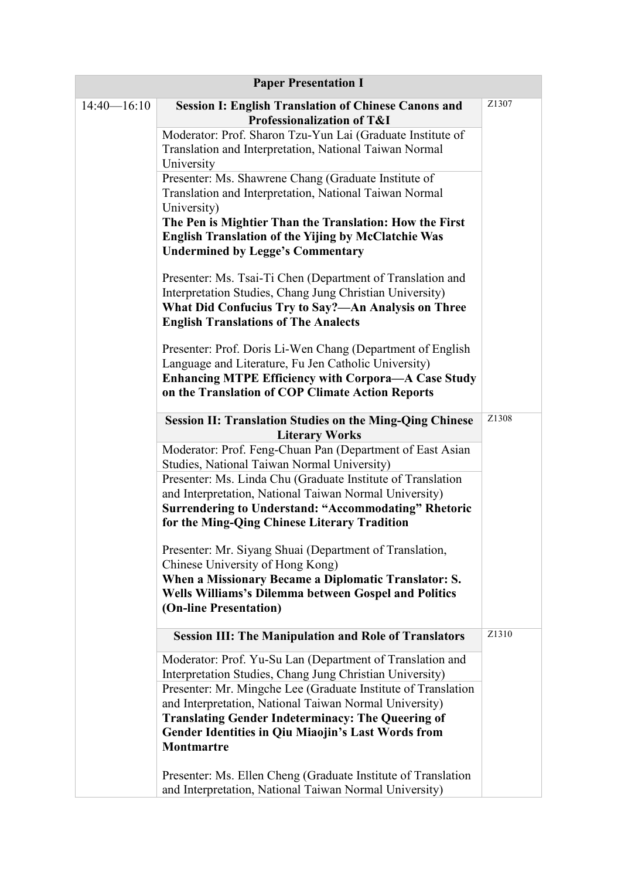| Paper Presentation I | | |
|---|---|---|
| 14:40—16:10 | **Session I: English Translation of Chinese Canons and Professionalization of T&I** | Z1307 |
| | Moderator: Prof. Sharon Tzu-Yun Lai (Graduate Institute of Translation and Interpretation, National Taiwan Normal University | |
| | Presenter: Ms. Shawrene Chang (Graduate Institute of Translation and Interpretation, National Taiwan Normal University)<br>**The Pen is Mightier Than the Translation: How the First English Translation of the Yijing by McClatchie Was Undermined by Legge's Commentary**<br><br>Presenter: Ms. Tsai-Ti Chen (Department of Translation and Interpretation Studies, Chang Jung Christian University)<br>**What Did Confucius Try to Say?—An Analysis on Three English Translations of The Analects**<br><br>Presenter: Prof. Doris Li-Wen Chang (Department of English Language and Literature, Fu Jen Catholic University)<br>**Enhancing MTPE Efficiency with Corpora—A Case Study on the Translation of COP Climate Action Reports** | |
| | **Session II: Translation Studies on the Ming-Qing Chinese Literary Works** | Z1308 |
| | Moderator: Prof. Feng-Chuan Pan (Department of East Asian Studies, National Taiwan Normal University) | |
| | Presenter: Ms. Linda Chu (Graduate Institute of Translation and Interpretation, National Taiwan Normal University)<br>**Surrendering to Understand: "Accommodating" Rhetoric for the Ming-Qing Chinese Literary Tradition**<br><br>Presenter: Mr. Siyang Shuai (Department of Translation, Chinese University of Hong Kong)<br>**When a Missionary Became a Diplomatic Translator: S. Wells Williams's Dilemma between Gospel and Politics (On-line Presentation)** | |
| | **Session III: The Manipulation and Role of Translators** | Z1310 |
| | Moderator: Prof. Yu-Su Lan (Department of Translation and Interpretation Studies, Chang Jung Christian University) | |
| | Presenter: Mr. Mingche Lee (Graduate Institute of Translation and Interpretation, National Taiwan Normal University)<br>**Translating Gender Indeterminacy: The Queering of Gender Identities in Qiu Miaojin's Last Words from Montmartre**<br><br>Presenter: Ms. Ellen Cheng (Graduate Institute of Translation and Interpretation, National Taiwan Normal University) | |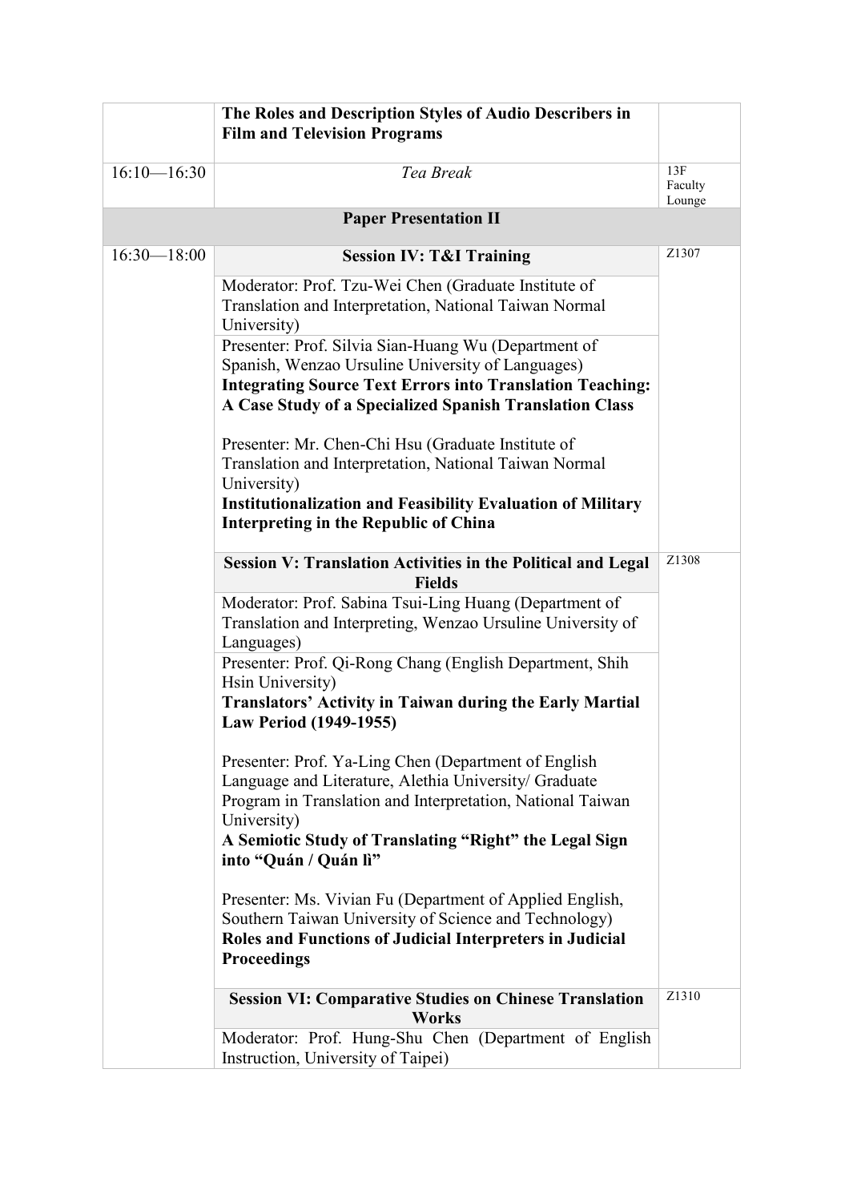| | | |
|---|---|---|
| | **The Roles and Description Styles of Audio Describers in Film and Television Programs** | |
| 16:10—16:30 | *Tea Break* | 13F Faculty Lounge |
| | **Paper Presentation II** | |
| 16:30—18:00 | **Session IV: T&I Training** | Z1307 |
| | Moderator: Prof. Tzu-Wei Chen (Graduate Institute of Translation and Interpretation, National Taiwan Normal University) | |
| | Presenter: Prof. Silvia Sian-Huang Wu (Department of Spanish, Wenzao Ursuline University of Languages)<br>**Integrating Source Text Errors into Translation Teaching: A Case Study of a Specialized Spanish Translation Class**<br><br>Presenter: Mr. Chen-Chi Hsu (Graduate Institute of Translation and Interpretation, National Taiwan Normal University)<br>**Institutionalization and Feasibility Evaluation of Military Interpreting in the Republic of China** | |
| | **Session V: Translation Activities in the Political and Legal Fields** | Z1308 |
| | Moderator: Prof. Sabina Tsui-Ling Huang (Department of Translation and Interpreting, Wenzao Ursuline University of Languages) | |
| | Presenter: Prof. Qi-Rong Chang (English Department, Shih Hsin University)<br>**Translators' Activity in Taiwan during the Early Martial Law Period (1949-1955)**<br><br>Presenter: Prof. Ya-Ling Chen (Department of English Language and Literature, Alethia University/ Graduate Program in Translation and Interpretation, National Taiwan University)<br>**A Semiotic Study of Translating "Right" the Legal Sign into "Quán / Quán lì"**<br><br>Presenter: Ms. Vivian Fu (Department of Applied English, Southern Taiwan University of Science and Technology)<br>**Roles and Functions of Judicial Interpreters in Judicial Proceedings** | |
| | **Session VI: Comparative Studies on Chinese Translation Works** | Z1310 |
| | Moderator: Prof. Hung-Shu Chen (Department of English Instruction, University of Taipei) | |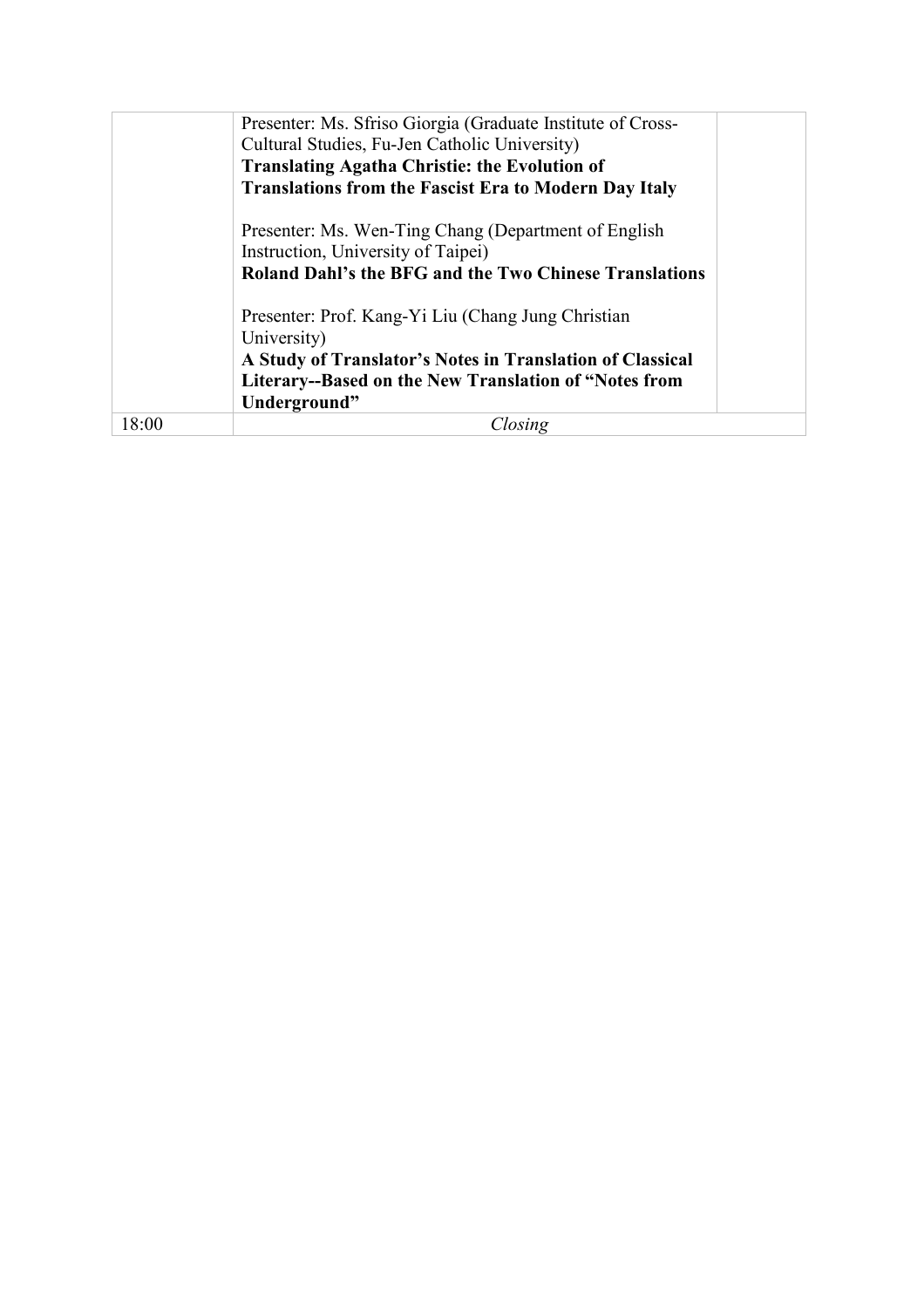| | | |
|---|---|---|
| | Presenter: Ms. Sfriso Giorgia (Graduate Institute of Cross-Cultural Studies, Fu-Jen Catholic University)<br>**Translating Agatha Christie: the Evolution of Translations from the Fascist Era to Modern Day Italy**<br><br>Presenter: Ms. Wen-Ting Chang (Department of English Instruction, University of Taipei)<br>**Roland Dahl's the BFG and the Two Chinese Translations**<br><br>Presenter: Prof. Kang-Yi Liu (Chang Jung Christian University)<br>**A Study of Translator's Notes in Translation of Classical Literary--Based on the New Translation of "Notes from Underground"** | |
| 18:00 | *Closing* | |